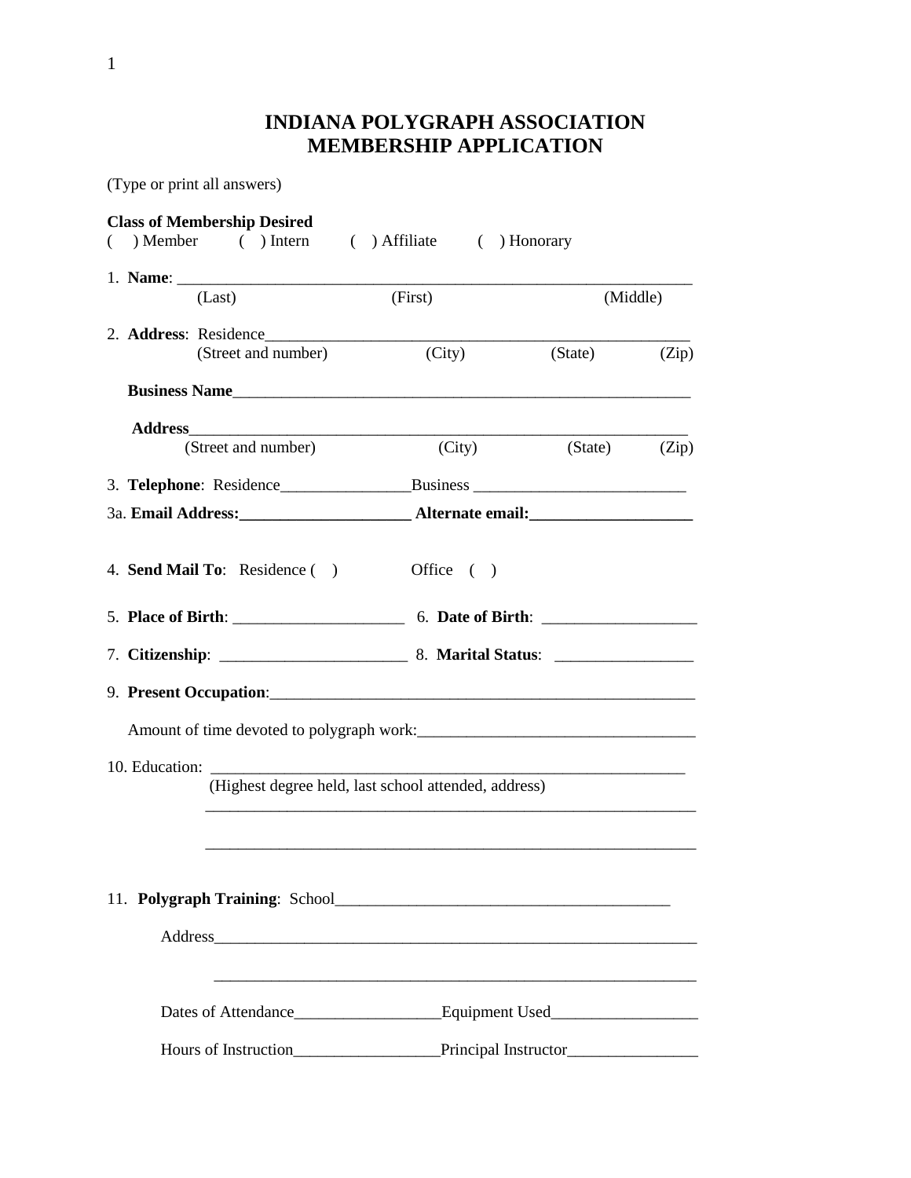# INDIANA POLYGRAPH ASSOCIATION
# MEMBERSHIP APPLICATION

(Type or print all answers)

**Class of Membership Desired**
(   ) Member   (   ) Intern   (   ) Affiliate   (   ) Honorary

1. **Name**: ___________________________________________________________________
   (Last)   (First)   (Middle)

2. **Address**: Residence_______________________________________________________
   (Street and number)   (City)   (State)   (Zip)

   **Business Name**_____________________________________________________________

   **Address**_________________________________________________________________
   (Street and number)   (City)   (State)   (Zip)

3. **Telephone**: Residence________________Business __________________________

3a. **Email Address:_____________________ Alternate email:____________________**

4. **Send Mail To**: Residence (   )   Office (   )

5. **Place of Birth**: _____________________ 6. **Date of Birth**: ___________________

7. **Citizenship**: _______________________ 8. **Marital Status**: _________________

9. **Present Occupation**:_______________________________________________________

   Amount of time devoted to polygraph work:__________________________________

10. Education: ____________________________________________________________
    (Highest degree held, last school attended, address)
    _______________________________________________________________
    _______________________________________________________________

11. **Polygraph Training**: School__________________________________________

    Address______________________________________________________________
    _______________________________________________________________

    Dates of Attendance__________________Equipment Used__________________

    Hours of Instruction__________________Principal Instructor________________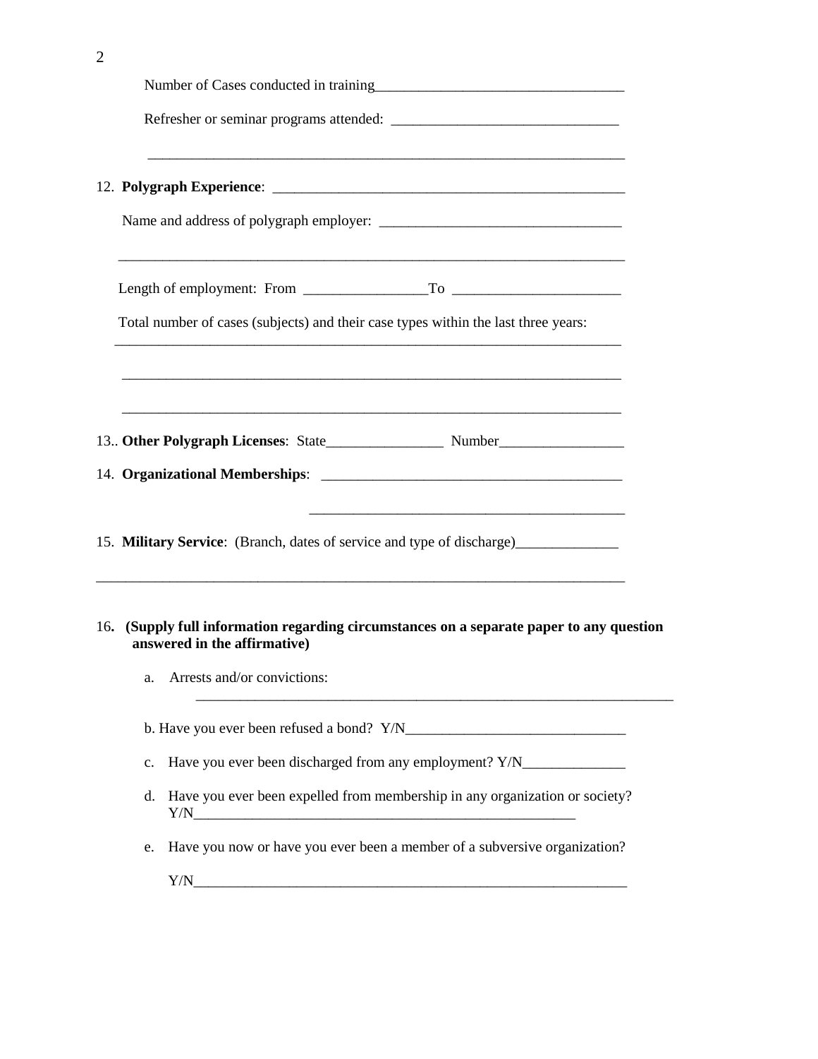Number of Cases conducted in training___________________________________

Refresher or seminar programs attended: _______________________________

_____________________________________________________________________

12. **Polygraph Experience**: __________________________________________________

Name and address of polygraph employer: _________________________________

_____________________________________________________________________

Length of employment: From _________________To _______________________

Total number of cases (subjects) and their case types within the last three years:

_____________________________________________________________________

_____________________________________________________________________

_____________________________________________________________________

13.. **Other Polygraph Licenses**: State________________ Number_________________

14. **Organizational Memberships**: _________________________________________

_____________________________________________

15. **Military Service**: (Branch, dates of service and type of discharge)______________

_____________________________________________________________________

16**. (Supply full information regarding circumstances on a separate paper to any question answered in the affirmative)**

a. Arrests and/or convictions:

_____________________________________________________________________

b. Have you ever been refused a bond? Y/N______________________________

c. Have you ever been discharged from any employment? Y/N______________

d. Have you ever been expelled from membership in any organization or society? Y/N_______________________________________________________

e. Have you now or have you ever been a member of a subversive organization?

Y/N______________________________________________________________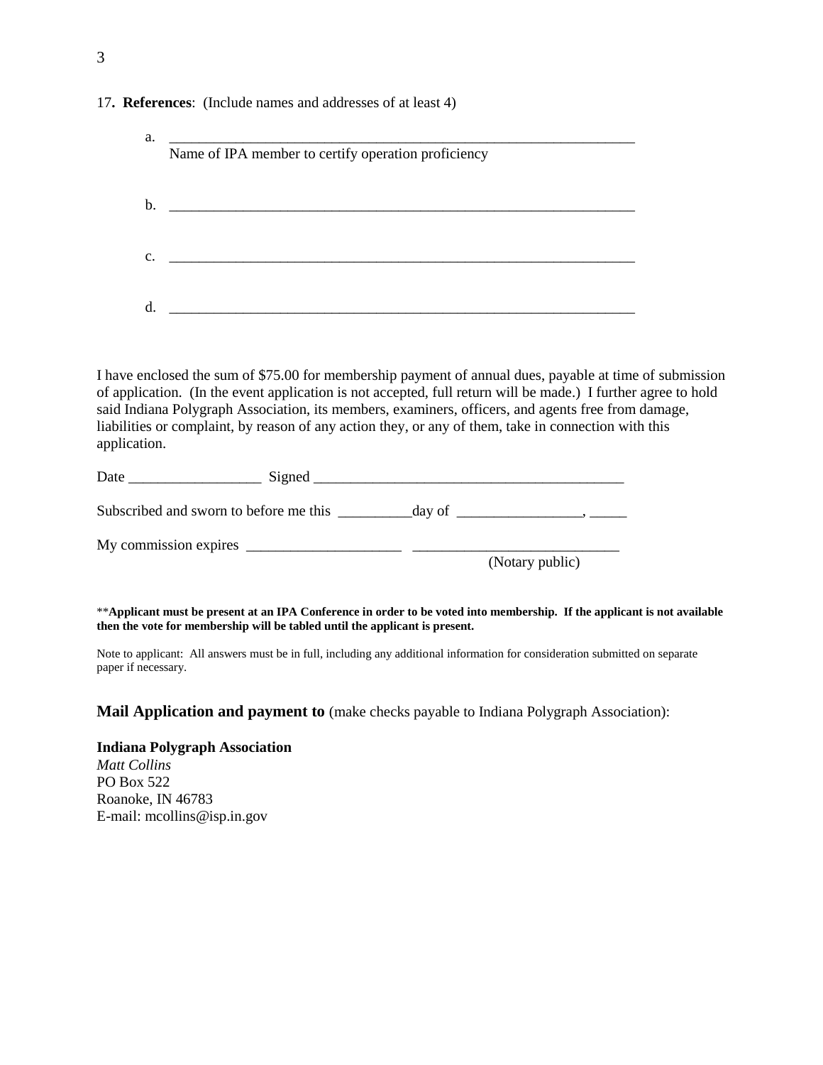17**. References**: (Include names and addresses of at least 4)

a. ________________________________________________________________
Name of IPA member to certify operation proficiency

b. ________________________________________________________________

c. ________________________________________________________________

d. ________________________________________________________________

I have enclosed the sum of $75.00 for membership payment of annual dues, payable at time of submission of application. (In the event application is not accepted, full return will be made.) I further agree to hold said Indiana Polygraph Association, its members, examiners, officers, and agents free from damage, liabilities or complaint, by reason of any action they, or any of them, take in connection with this application.

Date __________________ Signed ____________________________________________

Subscribed and sworn to before me this __________day of _________________, _____

My commission expires _____________________ ____________________________
(Notary public)

**Applicant must be present at an IPA Conference in order to be voted into membership. If the applicant is not available then the vote for membership will be tabled until the applicant is present.**

Note to applicant: All answers must be in full, including any additional information for consideration submitted on separate paper if necessary.

**Mail Application and payment to** (make checks payable to Indiana Polygraph Association):

**Indiana Polygraph Association**
*Matt Collins*
PO Box 522
Roanoke, IN 46783
E-mail: mcollins@isp.in.gov